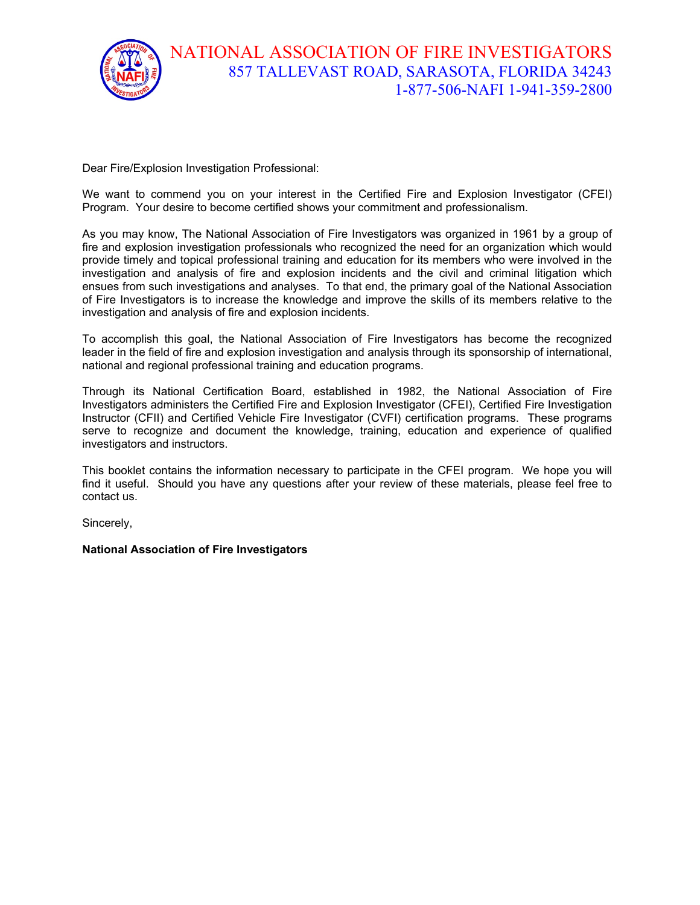# NATIONAL ASSOCIATION OF FIRE INVESTIGATORS

857 TALLEVAST ROAD, SARASOTA, FLORIDA 34243

1-877-506-NAFI 1-941-359-2800

Dear Fire/Explosion Investigation Professional:

We want to commend you on your interest in the Certified Fire and Explosion Investigator (CFEI) Program. Your desire to become certified shows your commitment and professionalism.

As you may know, The National Association of Fire Investigators was organized in 1961 by a group of fire and explosion investigation professionals who recognized the need for an organization which would provide timely and topical professional training and education for its members who were involved in the investigation and analysis of fire and explosion incidents and the civil and criminal litigation which ensues from such investigations and analyses. To that end, the primary goal of the National Association of Fire Investigators is to increase the knowledge and improve the skills of its members relative to the investigation and analysis of fire and explosion incidents.

To accomplish this goal, the National Association of Fire Investigators has become the recognized leader in the field of fire and explosion investigation and analysis through its sponsorship of international, national and regional professional training and education programs.

Through its National Certification Board, established in 1982, the National Association of Fire Investigators administers the Certified Fire and Explosion Investigator (CFEI), Certified Fire Investigation Instructor (CFII) and Certified Vehicle Fire Investigator (CVFI) certification programs. These programs serve to recognize and document the knowledge, training, education and experience of qualified investigators and instructors.

This booklet contains the information necessary to participate in the CFEI program. We hope you will find it useful. Should you have any questions after your review of these materials, please feel free to contact us.

Sincerely,

**National Association of Fire Investigators**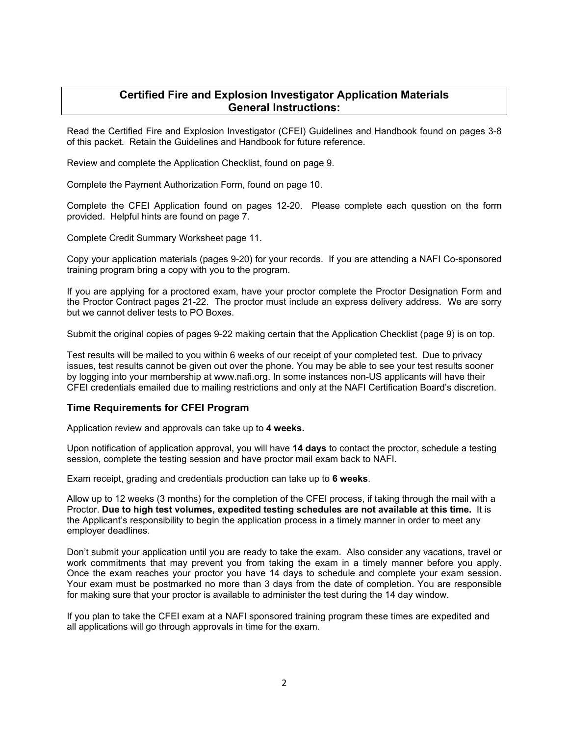## Certified Fire and Explosion Investigator Application Materials General Instructions:

Read the Certified Fire and Explosion Investigator (CFEI) Guidelines and Handbook found on pages 3-8 of this packet. Retain the Guidelines and Handbook for future reference.

Review and complete the Application Checklist, found on page 9.

Complete the Payment Authorization Form, found on page 10.

Complete the CFEI Application found on pages 12-20. Please complete each question on the form provided. Helpful hints are found on page 7.

Complete Credit Summary Worksheet page 11.

Copy your application materials (pages 9-20) for your records. If you are attending a NAFI Co-sponsored training program bring a copy with you to the program.

If you are applying for a proctored exam, have your proctor complete the Proctor Designation Form and the Proctor Contract pages 21-22. The proctor must include an express delivery address. We are sorry but we cannot deliver tests to PO Boxes.

Submit the original copies of pages 9-22 making certain that the Application Checklist (page 9) is on top.

Test results will be mailed to you within 6 weeks of our receipt of your completed test. Due to privacy issues, test results cannot be given out over the phone. You may be able to see your test results sooner by logging into your membership at www.nafi.org. In some instances non-US applicants will have their CFEI credentials emailed due to mailing restrictions and only at the NAFI Certification Board's discretion.

### Time Requirements for CFEI Program

Application review and approvals can take up to **4 weeks.**

Upon notification of application approval, you will have **14 days** to contact the proctor, schedule a testing session, complete the testing session and have proctor mail exam back to NAFI.

Exam receipt, grading and credentials production can take up to **6 weeks**.

Allow up to 12 weeks (3 months) for the completion of the CFEI process, if taking through the mail with a Proctor. **Due to high test volumes, expedited testing schedules are not available at this time.** It is the Applicant's responsibility to begin the application process in a timely manner in order to meet any employer deadlines.

Don't submit your application until you are ready to take the exam. Also consider any vacations, travel or work commitments that may prevent you from taking the exam in a timely manner before you apply. Once the exam reaches your proctor you have 14 days to schedule and complete your exam session. Your exam must be postmarked no more than 3 days from the date of completion. You are responsible for making sure that your proctor is available to administer the test during the 14 day window.

If you plan to take the CFEI exam at a NAFI sponsored training program these times are expedited and all applications will go through approvals in time for the exam.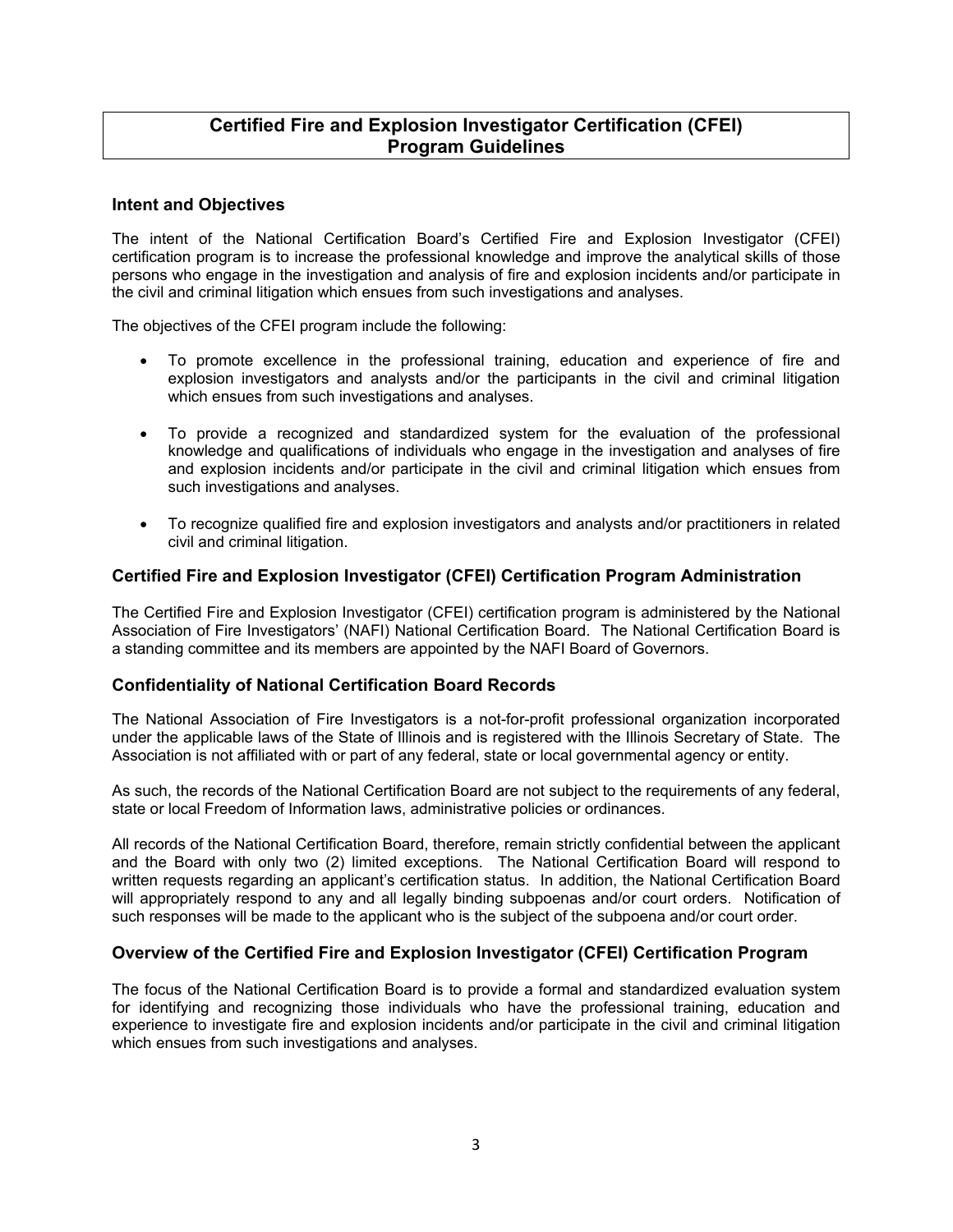# Certified Fire and Explosion Investigator Certification (CFEI) Program Guidelines

## Intent and Objectives

The intent of the National Certification Board's Certified Fire and Explosion Investigator (CFEI) certification program is to increase the professional knowledge and improve the analytical skills of those persons who engage in the investigation and analysis of fire and explosion incidents and/or participate in the civil and criminal litigation which ensues from such investigations and analyses.

The objectives of the CFEI program include the following:

- To promote excellence in the professional training, education and experience of fire and explosion investigators and analysts and/or the participants in the civil and criminal litigation which ensues from such investigations and analyses.
- To provide a recognized and standardized system for the evaluation of the professional knowledge and qualifications of individuals who engage in the investigation and analyses of fire and explosion incidents and/or participate in the civil and criminal litigation which ensues from such investigations and analyses.
- To recognize qualified fire and explosion investigators and analysts and/or practitioners in related civil and criminal litigation.

## Certified Fire and Explosion Investigator (CFEI) Certification Program Administration

The Certified Fire and Explosion Investigator (CFEI) certification program is administered by the National Association of Fire Investigators' (NAFI) National Certification Board. The National Certification Board is a standing committee and its members are appointed by the NAFI Board of Governors.

## Confidentiality of National Certification Board Records

The National Association of Fire Investigators is a not-for-profit professional organization incorporated under the applicable laws of the State of Illinois and is registered with the Illinois Secretary of State. The Association is not affiliated with or part of any federal, state or local governmental agency or entity.

As such, the records of the National Certification Board are not subject to the requirements of any federal, state or local Freedom of Information laws, administrative policies or ordinances.

All records of the National Certification Board, therefore, remain strictly confidential between the applicant and the Board with only two (2) limited exceptions. The National Certification Board will respond to written requests regarding an applicant's certification status. In addition, the National Certification Board will appropriately respond to any and all legally binding subpoenas and/or court orders. Notification of such responses will be made to the applicant who is the subject of the subpoena and/or court order.

## Overview of the Certified Fire and Explosion Investigator (CFEI) Certification Program

The focus of the National Certification Board is to provide a formal and standardized evaluation system for identifying and recognizing those individuals who have the professional training, education and experience to investigate fire and explosion incidents and/or participate in the civil and criminal litigation which ensues from such investigations and analyses.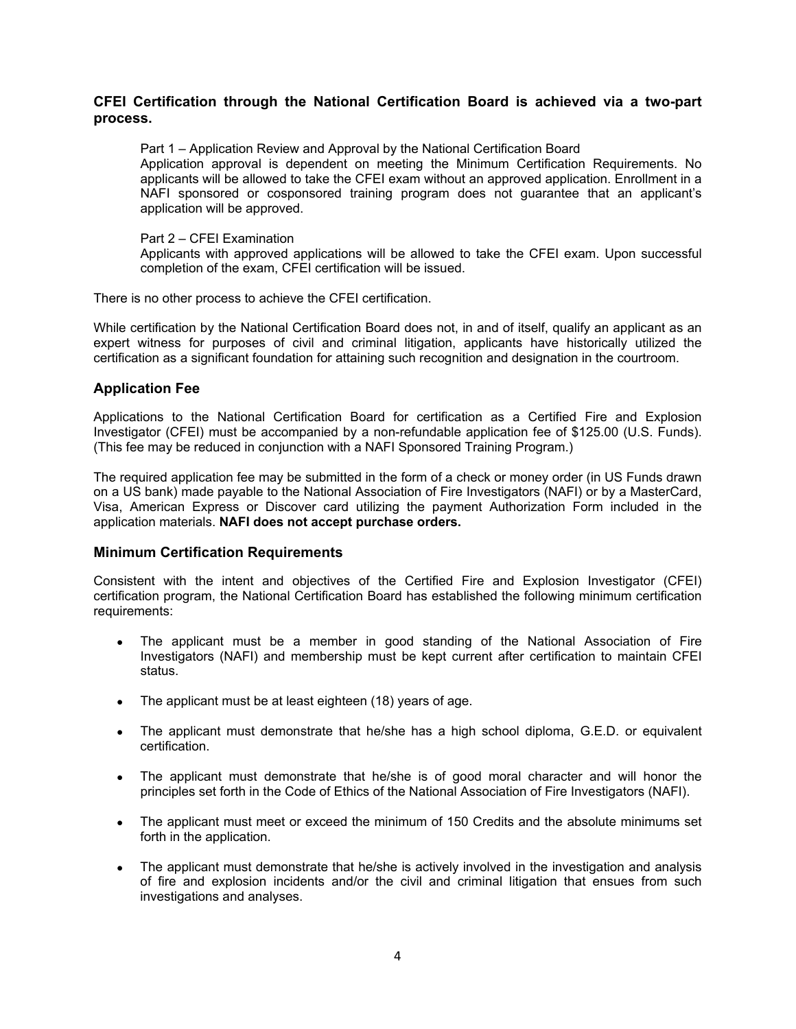**CFEI Certification through the National Certification Board is achieved via a two-part process.**

Part 1 – Application Review and Approval by the National Certification Board
Application approval is dependent on meeting the Minimum Certification Requirements. No applicants will be allowed to take the CFEI exam without an approved application. Enrollment in a NAFI sponsored or cosponsored training program does not guarantee that an applicant's application will be approved.

Part 2 – CFEI Examination
Applicants with approved applications will be allowed to take the CFEI exam. Upon successful completion of the exam, CFEI certification will be issued.

There is no other process to achieve the CFEI certification.

While certification by the National Certification Board does not, in and of itself, qualify an applicant as an expert witness for purposes of civil and criminal litigation, applicants have historically utilized the certification as a significant foundation for attaining such recognition and designation in the courtroom.

## Application Fee

Applications to the National Certification Board for certification as a Certified Fire and Explosion Investigator (CFEI) must be accompanied by a non-refundable application fee of $125.00 (U.S. Funds). (This fee may be reduced in conjunction with a NAFI Sponsored Training Program.)

The required application fee may be submitted in the form of a check or money order (in US Funds drawn on a US bank) made payable to the National Association of Fire Investigators (NAFI) or by a MasterCard, Visa, American Express or Discover card utilizing the payment Authorization Form included in the application materials. **NAFI does not accept purchase orders.**

## Minimum Certification Requirements

Consistent with the intent and objectives of the Certified Fire and Explosion Investigator (CFEI) certification program, the National Certification Board has established the following minimum certification requirements:

- The applicant must be a member in good standing of the National Association of Fire Investigators (NAFI) and membership must be kept current after certification to maintain CFEI status.
- The applicant must be at least eighteen (18) years of age.
- The applicant must demonstrate that he/she has a high school diploma, G.E.D. or equivalent certification.
- The applicant must demonstrate that he/she is of good moral character and will honor the principles set forth in the Code of Ethics of the National Association of Fire Investigators (NAFI).
- The applicant must meet or exceed the minimum of 150 Credits and the absolute minimums set forth in the application.
- The applicant must demonstrate that he/she is actively involved in the investigation and analysis of fire and explosion incidents and/or the civil and criminal litigation that ensues from such investigations and analyses.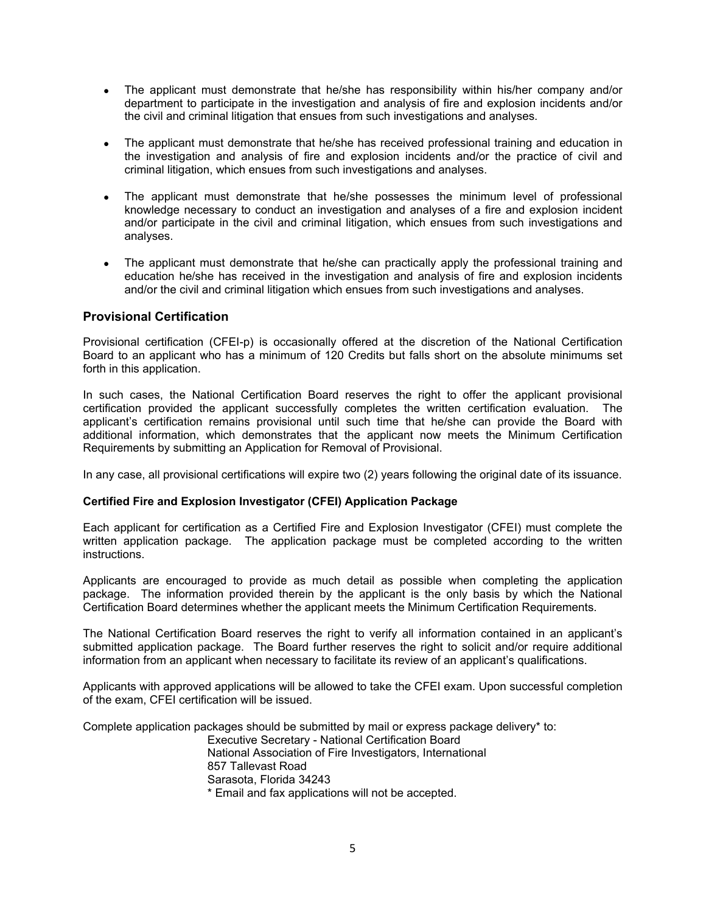- The applicant must demonstrate that he/she has responsibility within his/her company and/or department to participate in the investigation and analysis of fire and explosion incidents and/or the civil and criminal litigation that ensues from such investigations and analyses.

- The applicant must demonstrate that he/she has received professional training and education in the investigation and analysis of fire and explosion incidents and/or the practice of civil and criminal litigation, which ensues from such investigations and analyses.

- The applicant must demonstrate that he/she possesses the minimum level of professional knowledge necessary to conduct an investigation and analyses of a fire and explosion incident and/or participate in the civil and criminal litigation, which ensues from such investigations and analyses.

- The applicant must demonstrate that he/she can practically apply the professional training and education he/she has received in the investigation and analysis of fire and explosion incidents and/or the civil and criminal litigation which ensues from such investigations and analyses.

## Provisional Certification

Provisional certification (CFEI-p) is occasionally offered at the discretion of the National Certification Board to an applicant who has a minimum of 120 Credits but falls short on the absolute minimums set forth in this application.

In such cases, the National Certification Board reserves the right to offer the applicant provisional certification provided the applicant successfully completes the written certification evaluation. The applicant's certification remains provisional until such time that he/she can provide the Board with additional information, which demonstrates that the applicant now meets the Minimum Certification Requirements by submitting an Application for Removal of Provisional.

In any case, all provisional certifications will expire two (2) years following the original date of its issuance.

### Certified Fire and Explosion Investigator (CFEI) Application Package

Each applicant for certification as a Certified Fire and Explosion Investigator (CFEI) must complete the written application package. The application package must be completed according to the written instructions.

Applicants are encouraged to provide as much detail as possible when completing the application package. The information provided therein by the applicant is the only basis by which the National Certification Board determines whether the applicant meets the Minimum Certification Requirements.

The National Certification Board reserves the right to verify all information contained in an applicant's submitted application package. The Board further reserves the right to solicit and/or require additional information from an applicant when necessary to facilitate its review of an applicant's qualifications.

Applicants with approved applications will be allowed to take the CFEI exam. Upon successful completion of the exam, CFEI certification will be issued.

Complete application packages should be submitted by mail or express package delivery* to:

Executive Secretary - National Certification Board
National Association of Fire Investigators, International
857 Tallevast Road
Sarasota, Florida 34243
* Email and fax applications will not be accepted.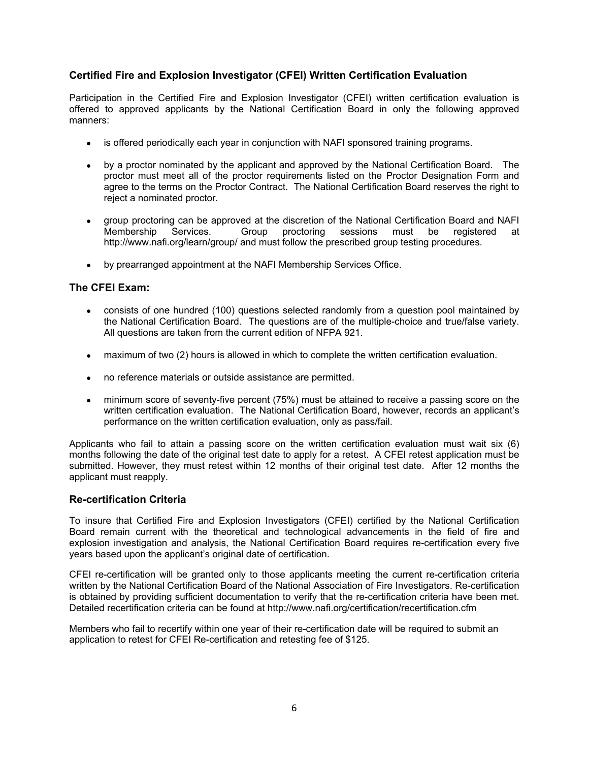## Certified Fire and Explosion Investigator (CFEI) Written Certification Evaluation

Participation in the Certified Fire and Explosion Investigator (CFEI) written certification evaluation is offered to approved applicants by the National Certification Board in only the following approved manners:

- is offered periodically each year in conjunction with NAFI sponsored training programs.
- by a proctor nominated by the applicant and approved by the National Certification Board. The proctor must meet all of the proctor requirements listed on the Proctor Designation Form and agree to the terms on the Proctor Contract. The National Certification Board reserves the right to reject a nominated proctor.
- group proctoring can be approved at the discretion of the National Certification Board and NAFI Membership Services. Group proctoring sessions must be registered at http://www.nafi.org/learn/group/ and must follow the prescribed group testing procedures.
- by prearranged appointment at the NAFI Membership Services Office.

### The CFEI Exam:

- consists of one hundred (100) questions selected randomly from a question pool maintained by the National Certification Board. The questions are of the multiple-choice and true/false variety. All questions are taken from the current edition of NFPA 921.
- maximum of two (2) hours is allowed in which to complete the written certification evaluation.
- no reference materials or outside assistance are permitted.
- minimum score of seventy-five percent (75%) must be attained to receive a passing score on the written certification evaluation. The National Certification Board, however, records an applicant's performance on the written certification evaluation, only as pass/fail.

Applicants who fail to attain a passing score on the written certification evaluation must wait six (6) months following the date of the original test date to apply for a retest. A CFEI retest application must be submitted. However, they must retest within 12 months of their original test date. After 12 months the applicant must reapply.

### Re-certification Criteria

To insure that Certified Fire and Explosion Investigators (CFEI) certified by the National Certification Board remain current with the theoretical and technological advancements in the field of fire and explosion investigation and analysis, the National Certification Board requires re-certification every five years based upon the applicant's original date of certification.

CFEI re-certification will be granted only to those applicants meeting the current re-certification criteria written by the National Certification Board of the National Association of Fire Investigators. Re-certification is obtained by providing sufficient documentation to verify that the re-certification criteria have been met. Detailed recertification criteria can be found at http://www.nafi.org/certification/recertification.cfm

Members who fail to recertify within one year of their re-certification date will be required to submit an application to retest for CFEI Re-certification and retesting fee of $125.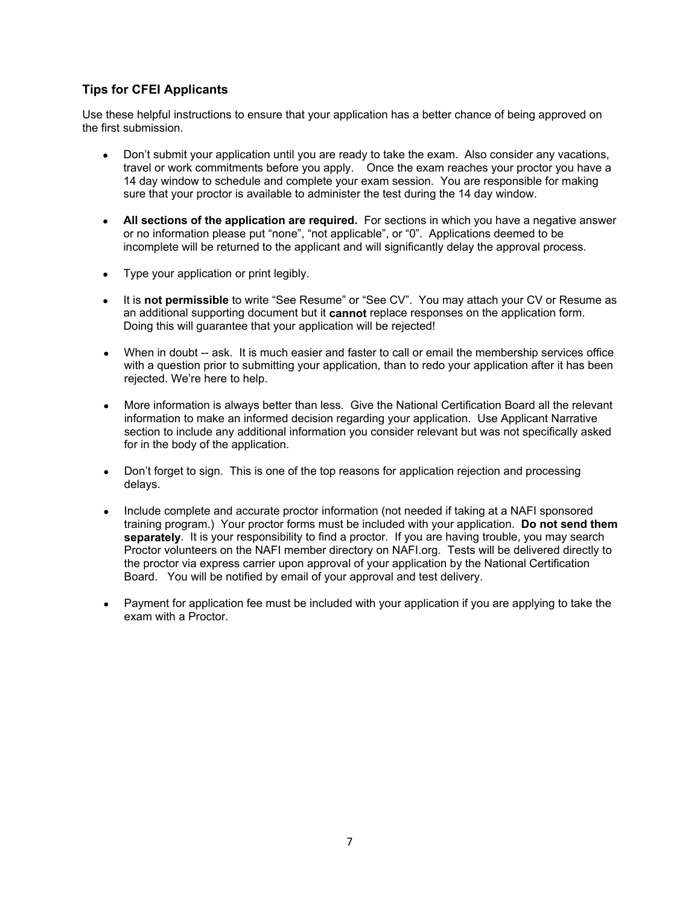### Tips for CFEI Applicants

Use these helpful instructions to ensure that your application has a better chance of being approved on the first submission.

- Don't submit your application until you are ready to take the exam. Also consider any vacations, travel or work commitments before you apply. Once the exam reaches your proctor you have a 14 day window to schedule and complete your exam session. You are responsible for making sure that your proctor is available to administer the test during the 14 day window.

- **All sections of the application are required.** For sections in which you have a negative answer or no information please put "none", "not applicable", or "0". Applications deemed to be incomplete will be returned to the applicant and will significantly delay the approval process.

- Type your application or print legibly.

- It is **not permissible** to write "See Resume" or "See CV". You may attach your CV or Resume as an additional supporting document but it **cannot** replace responses on the application form. Doing this will guarantee that your application will be rejected!

- When in doubt -- ask. It is much easier and faster to call or email the membership services office with a question prior to submitting your application, than to redo your application after it has been rejected. We're here to help.

- More information is always better than less. Give the National Certification Board all the relevant information to make an informed decision regarding your application. Use Applicant Narrative section to include any additional information you consider relevant but was not specifically asked for in the body of the application.

- Don't forget to sign. This is one of the top reasons for application rejection and processing delays.

- Include complete and accurate proctor information (not needed if taking at a NAFI sponsored training program.) Your proctor forms must be included with your application. **Do not send them separately**. It is your responsibility to find a proctor. If you are having trouble, you may search Proctor volunteers on the NAFI member directory on NAFI.org. Tests will be delivered directly to the proctor via express carrier upon approval of your application by the National Certification Board. You will be notified by email of your approval and test delivery.

- Payment for application fee must be included with your application if you are applying to take the exam with a Proctor.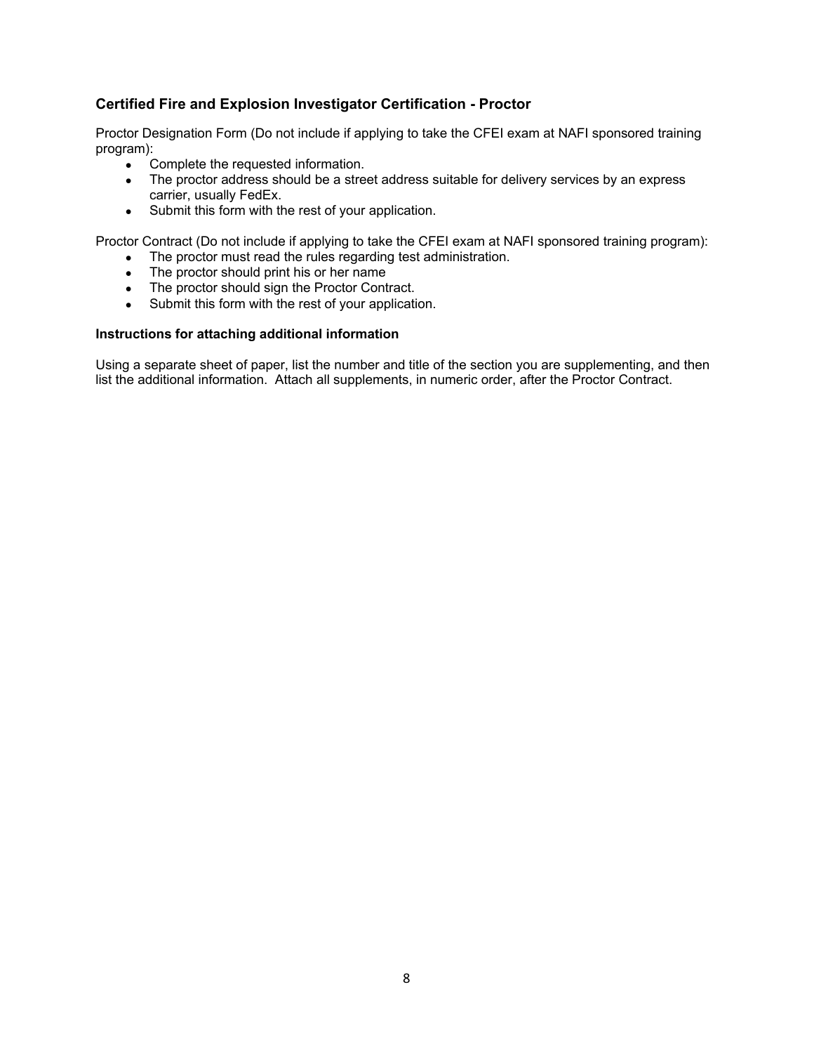### Certified Fire and Explosion Investigator Certification - Proctor

Proctor Designation Form (Do not include if applying to take the CFEI exam at NAFI sponsored training program):

- Complete the requested information.
- The proctor address should be a street address suitable for delivery services by an express carrier, usually FedEx.
- Submit this form with the rest of your application.

Proctor Contract (Do not include if applying to take the CFEI exam at NAFI sponsored training program):

- The proctor must read the rules regarding test administration.
- The proctor should print his or her name
- The proctor should sign the Proctor Contract.
- Submit this form with the rest of your application.

#### Instructions for attaching additional information

Using a separate sheet of paper, list the number and title of the section you are supplementing, and then list the additional information. Attach all supplements, in numeric order, after the Proctor Contract.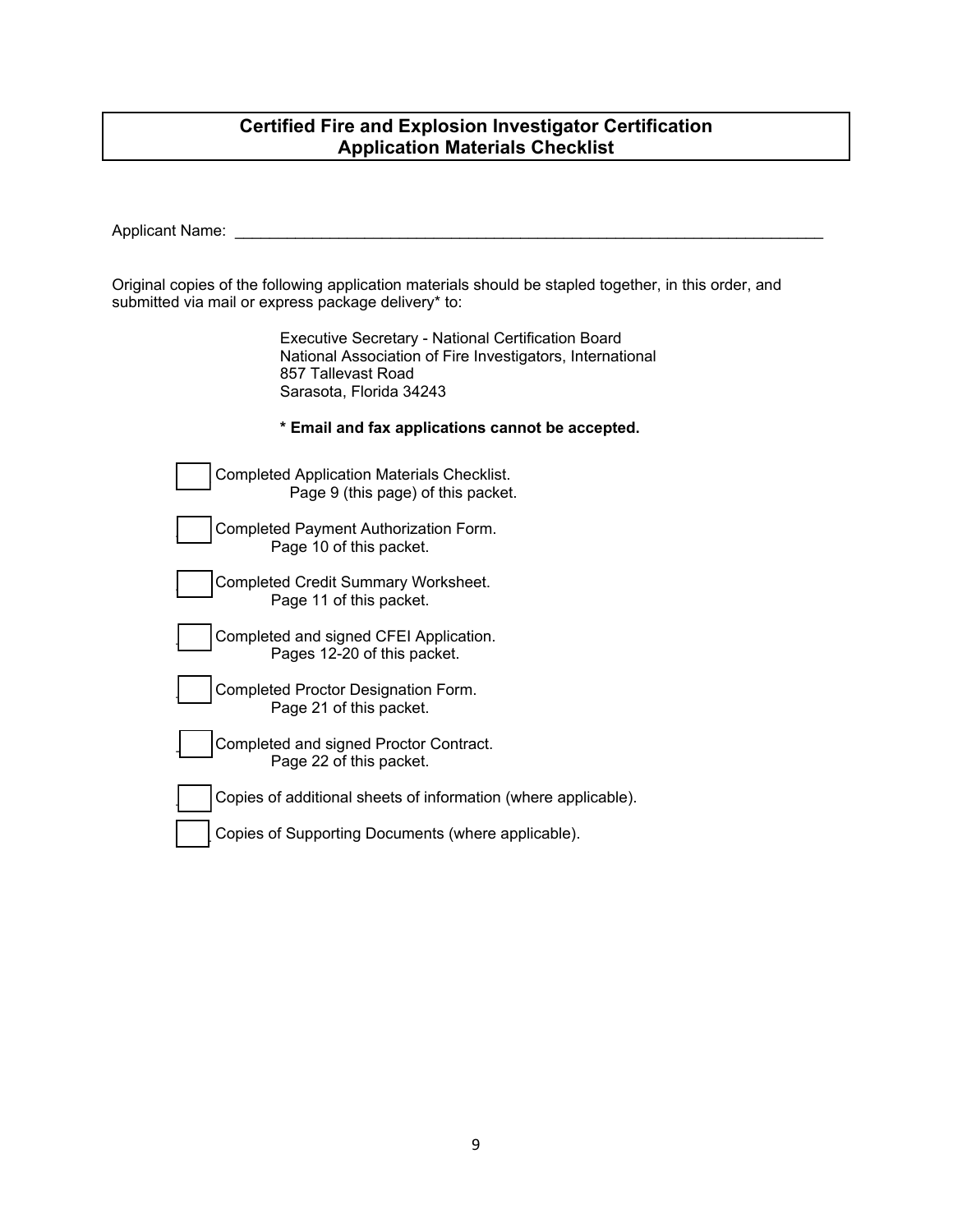## Certified Fire and Explosion Investigator Certification
## Application Materials Checklist

Applicant Name: ______________________________________________________________________

Original copies of the following application materials should be stapled together, in this order, and submitted via mail or express package delivery* to:

> Executive Secretary - National Certification Board  
> National Association of Fire Investigators, International  
> 857 Tallevast Road  
> Sarasota, Florida 34243

**\* Email and fax applications cannot be accepted.**

- [ ] Completed Application Materials Checklist.  
  Page 9 (this page) of this packet.
- [ ] Completed Payment Authorization Form.  
  Page 10 of this packet.
- [ ] Completed Credit Summary Worksheet.  
  Page 11 of this packet.
- [ ] Completed and signed CFEI Application.  
  Pages 12-20 of this packet.
- [ ] Completed Proctor Designation Form.  
  Page 21 of this packet.
- [ ] Completed and signed Proctor Contract.  
  Page 22 of this packet.
- [ ] Copies of additional sheets of information (where applicable).
- [ ] Copies of Supporting Documents (where applicable).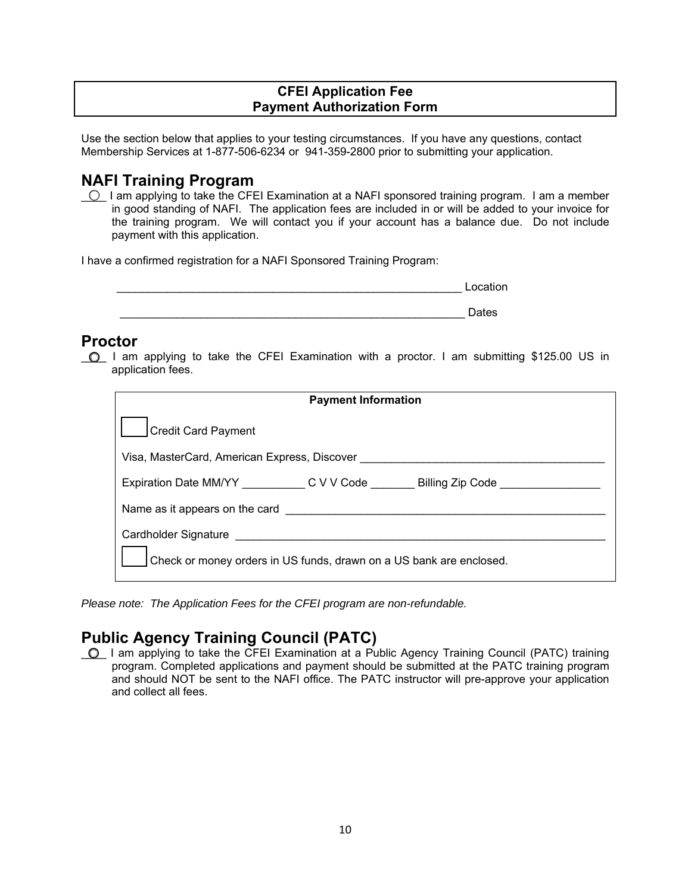**CFEI Application Fee**
**Payment Authorization Form**

Use the section below that applies to your testing circumstances. If you have any questions, contact Membership Services at 1-877-506-6234 or 941-359-2800 prior to submitting your application.

## NAFI Training Program

___ I am applying to take the CFEI Examination at a NAFI sponsored training program. I am a member in good standing of NAFI. The application fees are included in or will be added to your invoice for the training program. We will contact you if your account has a balance due. Do not include payment with this application.

I have a confirmed registration for a NAFI Sponsored Training Program:

__________________________________________________________ Location

__________________________________________________________ Dates

## Proctor

___ I am applying to take the CFEI Examination with a proctor. I am submitting $125.00 US in application fees.

**Payment Information**

☐ Credit Card Payment

Visa, MasterCard, American Express, Discover ________________________________________

Expiration Date MM/YY __________ C V V Code _______ Billing Zip Code ________________

Name as it appears on the card ____________________________________________________

Cardholder Signature ___________________________________________________________

☐ Check or money orders in US funds, drawn on a US bank are enclosed.

*Please note: The Application Fees for the CFEI program are non-refundable.*

## Public Agency Training Council (PATC)

___ I am applying to take the CFEI Examination at a Public Agency Training Council (PATC) training program. Completed applications and payment should be submitted at the PATC training program and should NOT be sent to the NAFI office. The PATC instructor will pre-approve your application and collect all fees.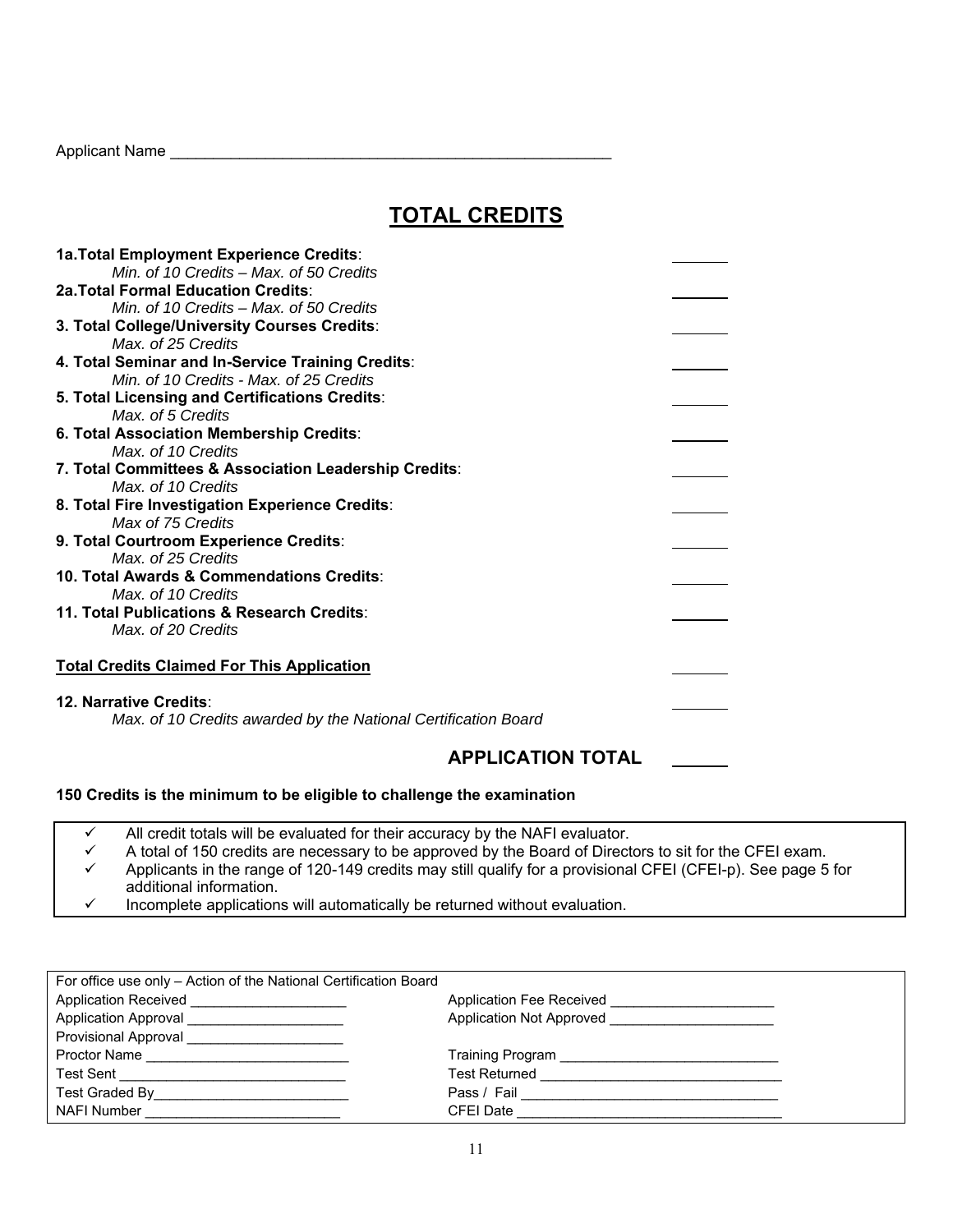Applicant Name ____________________________________________________

# TOTAL CREDITS

**1a.Total Employment Experience Credits**: ______
*Min. of 10 Credits – Max. of 50 Credits*

**2a.Total Formal Education Credits**: ______
*Min. of 10 Credits – Max. of 50 Credits*

**3. Total College/University Courses Credits**: ______
*Max. of 25 Credits*

**4. Total Seminar and In-Service Training Credits**: ______
*Min. of 10 Credits - Max. of 25 Credits*

**5. Total Licensing and Certifications Credits**: ______
*Max. of 5 Credits*

**6. Total Association Membership Credits**: ______
*Max. of 10 Credits*

**7. Total Committees & Association Leadership Credits**: ______
*Max. of 10 Credits*

**8. Total Fire Investigation Experience Credits**: ______
*Max of 75 Credits*

**9. Total Courtroom Experience Credits**: ______
*Max. of 25 Credits*

**10. Total Awards & Commendations Credits**: ______
*Max. of 10 Credits*

**11. Total Publications & Research Credits**: ______
*Max. of 20 Credits*

**Total Credits Claimed For This Application** ______

**12. Narrative Credits**: ______
*Max. of 10 Credits awarded by the National Certification Board*

**APPLICATION TOTAL** ______

**150 Credits is the minimum to be eligible to challenge the examination**

- ✓ All credit totals will be evaluated for their accuracy by the NAFI evaluator.
- ✓ A total of 150 credits are necessary to be approved by the Board of Directors to sit for the CFEI exam.
- ✓ Applicants in the range of 120-149 credits may still qualify for a provisional CFEI (CFEI-p). See page 5 for additional information.
- ✓ Incomplete applications will automatically be returned without evaluation.

| For office use only – Action of the National Certification Board | |
|---|---|
| Application Received ____________________ | Application Fee Received ____________________ |
| Application Approval ____________________ | Application Not Approved ____________________ |
| Provisional Approval ____________________ | |
| Proctor Name ____________________ | Training Program ____________________ |
| Test Sent ____________________ | Test Returned ____________________ |
| Test Graded By____________________ | Pass / Fail ____________________ |
| NAFI Number ____________________ | CFEI Date ____________________ |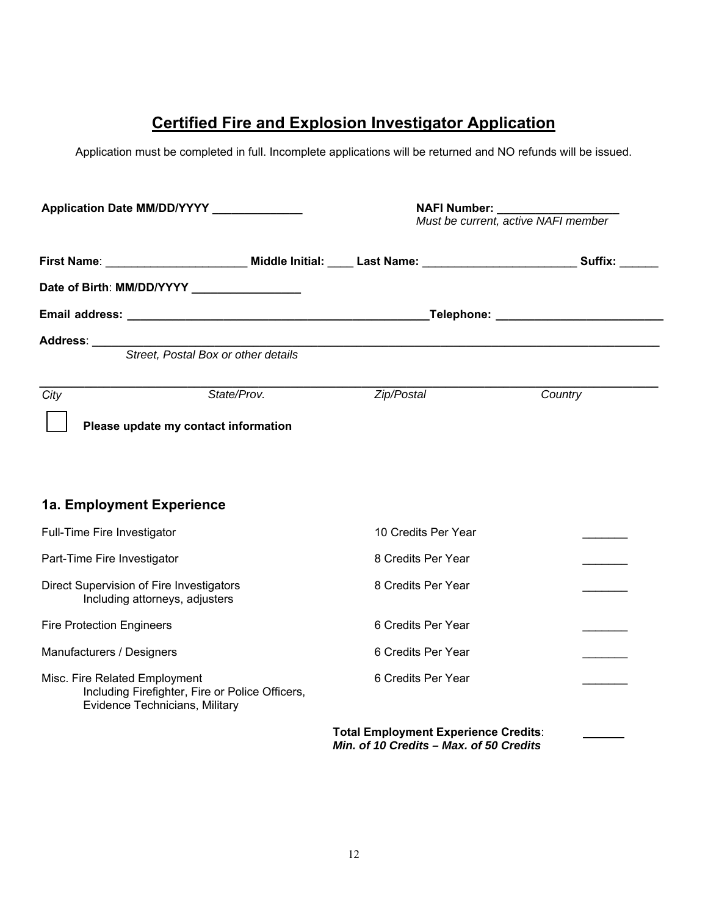# Certified Fire and Explosion Investigator Application

Application must be completed in full. Incomplete applications will be returned and NO refunds will be issued.

**Application Date MM/DD/YYYY** ______________

**NAFI Number:** ___________________
*Must be current, active NAFI member*

**First Name**: ______________________ **Middle Initial:** ____ **Last Name:** ________________________ **Suffix:** ______

**Date of Birth**: **MM/DD/YYYY** _________________

**Email address:** ________________________________________________**Telephone:** __________________________

**Address**: ____________________________________________________________________________________
*Street, Postal Box or other details*

________________________________________________________________________________________________
*City* | *State/Prov.* | *Zip/Postal* | *Country*

☐ **Please update my contact information**

## 1a. Employment Experience

| | | |
|---|---|---|
| Full-Time Fire Investigator | 10 Credits Per Year | _______ |
| Part-Time Fire Investigator | 8 Credits Per Year | _______ |
| Direct Supervision of Fire Investigators Including attorneys, adjusters | 8 Credits Per Year | _______ |
| Fire Protection Engineers | 6 Credits Per Year | _______ |
| Manufacturers / Designers | 6 Credits Per Year | _______ |
| Misc. Fire Related Employment Including Firefighter, Fire or Police Officers, Evidence Technicians, Military | 6 Credits Per Year | _______ |
| | **Total Employment Experience Credits**: ***Min. of 10 Credits – Max. of 50 Credits*** | _______ |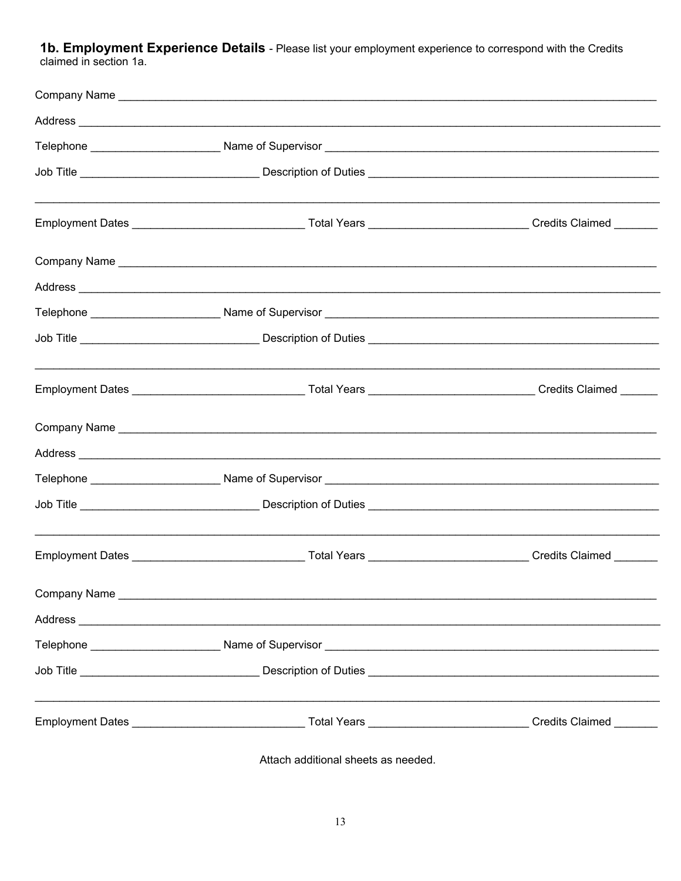**1b. Employment Experience Details** - Please list your employment experience to correspond with the Credits claimed in section 1a.

Company Name ___________________________________________________________________________________

Address ________________________________________________________________________________________

Telephone ____________________ Name of Supervisor ______________________________________________________

Job Title ____________________________ Description of Duties ______________________________________________

________________________________________________________________________________________________

Employment Dates ___________________________ Total Years _________________________ Credits Claimed _______

Company Name ___________________________________________________________________________________

Address ________________________________________________________________________________________

Telephone ____________________ Name of Supervisor ______________________________________________________

Job Title ____________________________ Description of Duties ______________________________________________

________________________________________________________________________________________________

Employment Dates ___________________________ Total Years __________________________ Credits Claimed ______

Company Name ___________________________________________________________________________________

Address ________________________________________________________________________________________

Telephone ____________________ Name of Supervisor ______________________________________________________

Job Title ____________________________ Description of Duties ______________________________________________

________________________________________________________________________________________________

Employment Dates ___________________________ Total Years _________________________ Credits Claimed _______

Company Name ___________________________________________________________________________________

Address ________________________________________________________________________________________

Telephone ____________________ Name of Supervisor ______________________________________________________

Job Title ____________________________ Description of Duties ______________________________________________

________________________________________________________________________________________________

Employment Dates ___________________________ Total Years _________________________ Credits Claimed _______

Attach additional sheets as needed.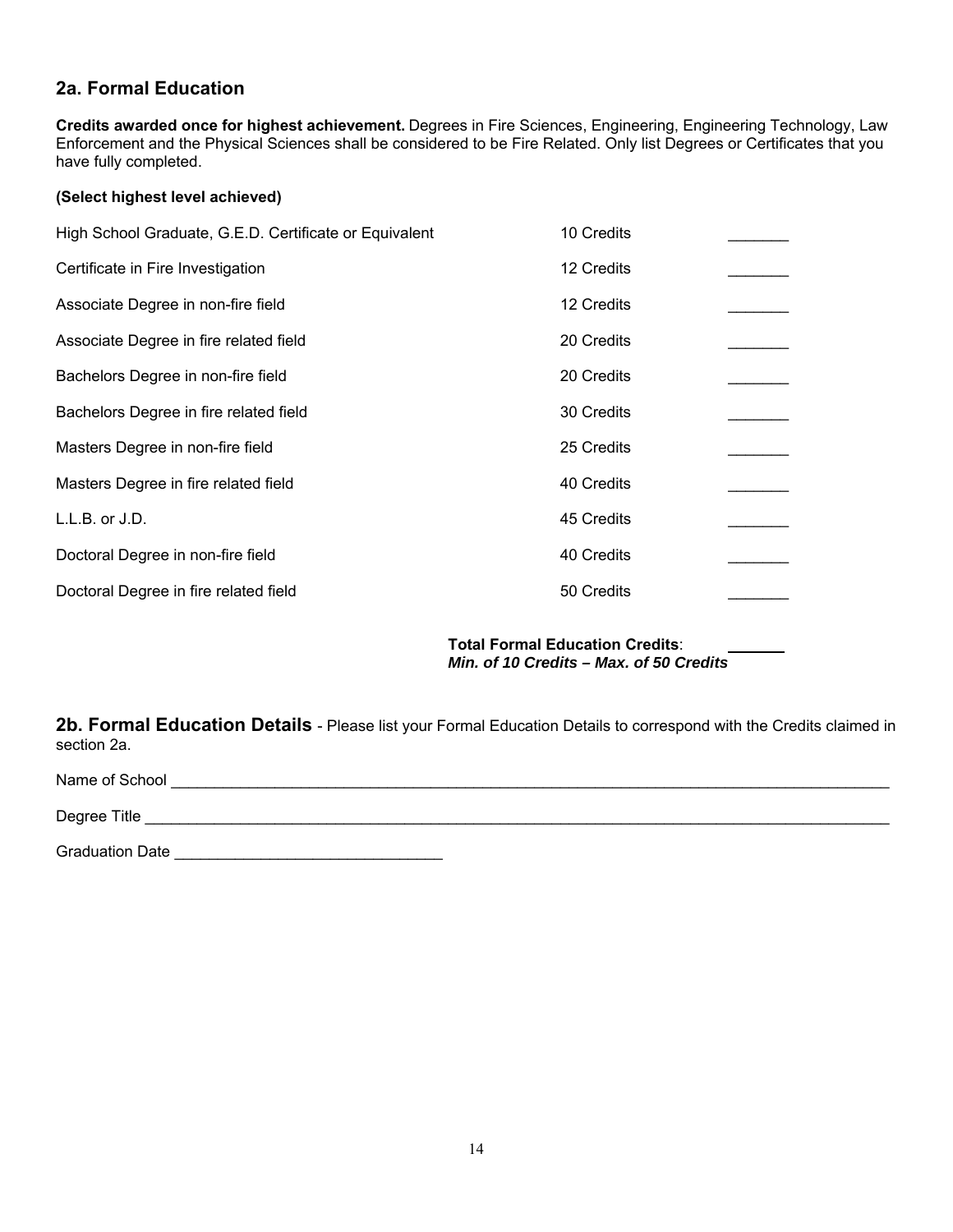## 2a. Formal Education

**Credits awarded once for highest achievement.** Degrees in Fire Sciences, Engineering, Engineering Technology, Law Enforcement and the Physical Sciences shall be considered to be Fire Related. Only list Degrees or Certificates that you have fully completed.

**(Select highest level achieved)**

| | | |
|---|---|---|
| High School Graduate, G.E.D. Certificate or Equivalent | 10 Credits | _______ |
| Certificate in Fire Investigation | 12 Credits | _______ |
| Associate Degree in non-fire field | 12 Credits | _______ |
| Associate Degree in fire related field | 20 Credits | _______ |
| Bachelors Degree in non-fire field | 20 Credits | _______ |
| Bachelors Degree in fire related field | 30 Credits | _______ |
| Masters Degree in non-fire field | 25 Credits | _______ |
| Masters Degree in fire related field | 40 Credits | _______ |
| L.L.B. or J.D. | 45 Credits | _______ |
| Doctoral Degree in non-fire field | 40 Credits | _______ |
| Doctoral Degree in fire related field | 50 Credits | _______ |

**Total Formal Education Credits**: _______
***Min. of 10 Credits – Max. of 50 Credits***

**2b. Formal Education Details** - Please list your Formal Education Details to correspond with the Credits claimed in section 2a.

Name of School ______________________________________________________________________________

Degree Title ________________________________________________________________________________

Graduation Date ______________________________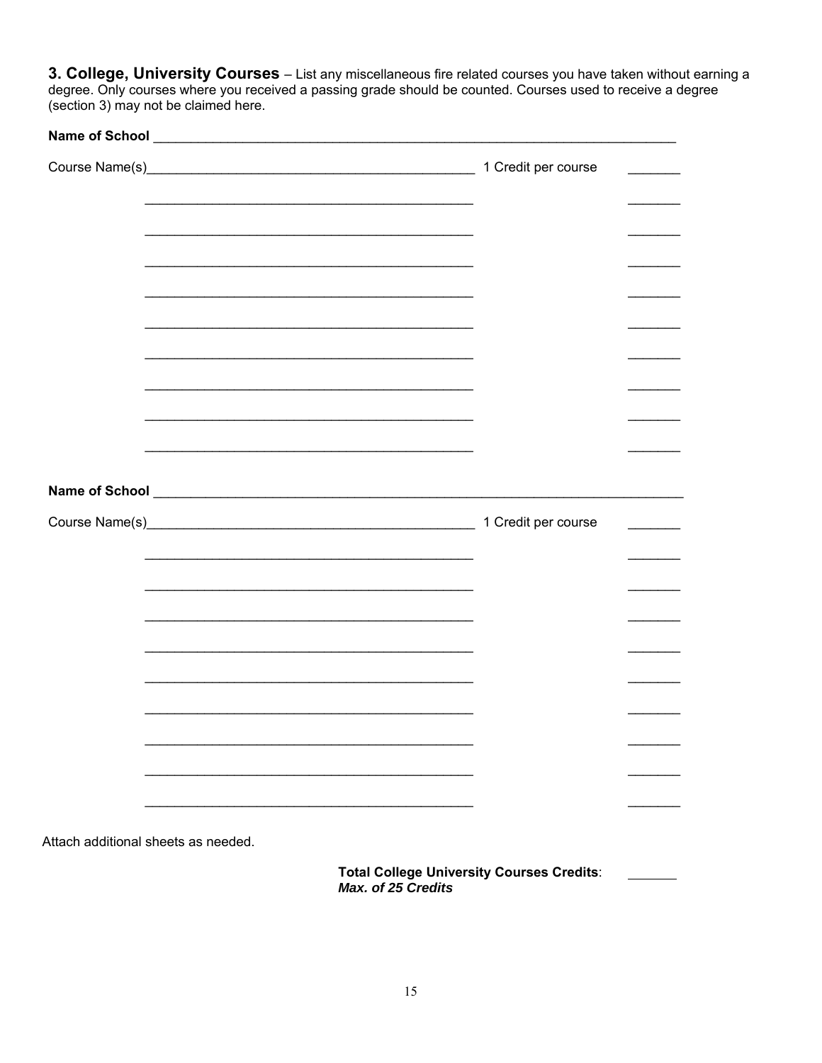**3. College, University Courses** – List any miscellaneous fire related courses you have taken without earning a degree. Only courses where you received a passing grade should be counted. Courses used to receive a degree (section 3) may not be claimed here.

**Name of School** ___________________________________________________________________________

Course Name(s)_______________________________________________ 1 Credit per course _______

_______________________________________________ _______

_______________________________________________ _______

_______________________________________________ _______

_______________________________________________ _______

_______________________________________________ _______

_______________________________________________ _______

_______________________________________________ _______

_______________________________________________ _______

_______________________________________________ _______

**Name of School** ___________________________________________________________________________

Course Name(s)_______________________________________________ 1 Credit per course _______

_______________________________________________ _______

_______________________________________________ _______

_______________________________________________ _______

_______________________________________________ _______

_______________________________________________ _______

_______________________________________________ _______

_______________________________________________ _______

_______________________________________________ _______

_______________________________________________ _______

Attach additional sheets as needed.

**Total College University Courses Credits**: _______
***Max. of 25 Credits***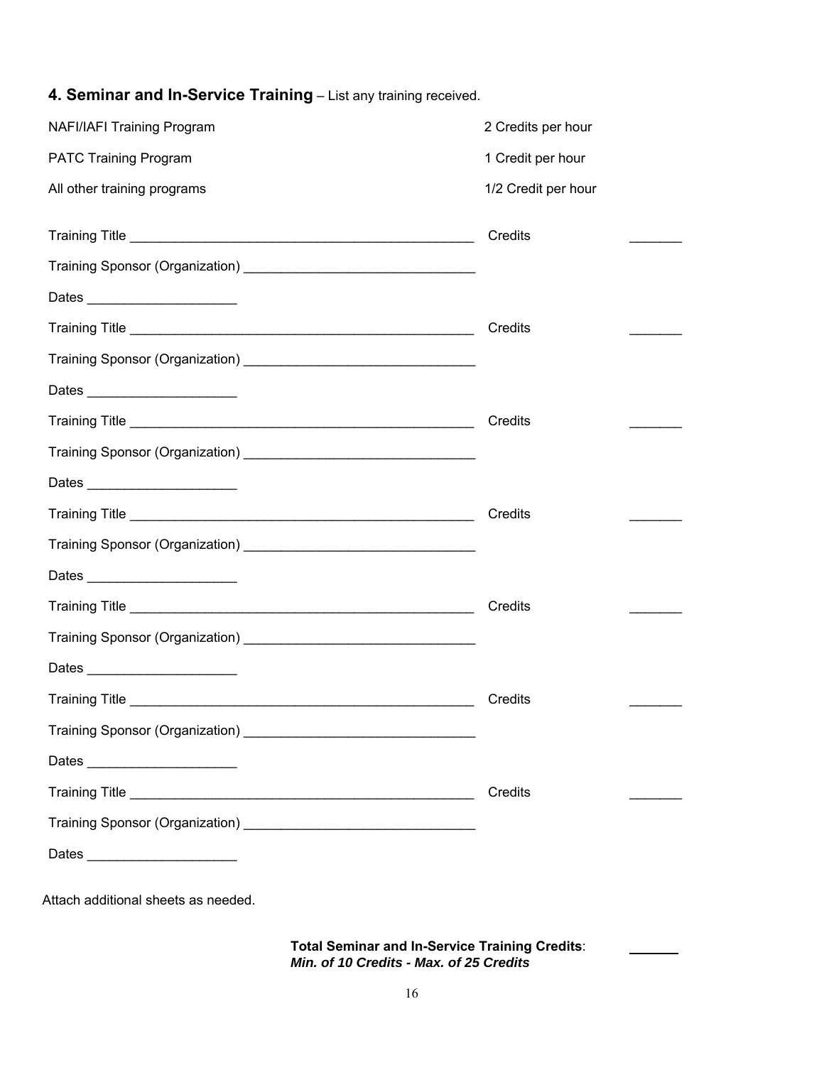## **4. Seminar and In-Service Training** – List any training received.

| | |
|---|---|
| NAFI/IAFI Training Program | 2 Credits per hour |
| PATC Training Program | 1 Credit per hour |
| All other training programs | 1/2 Credit per hour |

Training Title _______________________________________________ Credits _______

Training Sponsor (Organization) ______________________________

Dates ____________________

Training Title _______________________________________________ Credits _______

Training Sponsor (Organization) ______________________________

Dates ____________________

Training Title _______________________________________________ Credits _______

Training Sponsor (Organization) ______________________________

Dates ____________________

Training Title _______________________________________________ Credits _______

Training Sponsor (Organization) ______________________________

Dates ____________________

Training Title _______________________________________________ Credits _______

Training Sponsor (Organization) ______________________________

Dates ____________________

Training Title _______________________________________________ Credits _______

Training Sponsor (Organization) ______________________________

Dates ____________________

Training Title _______________________________________________ Credits _______

Training Sponsor (Organization) ______________________________

Dates ____________________

Attach additional sheets as needed.

**Total Seminar and In-Service Training Credits**: ______
***Min. of 10 Credits - Max. of 25 Credits***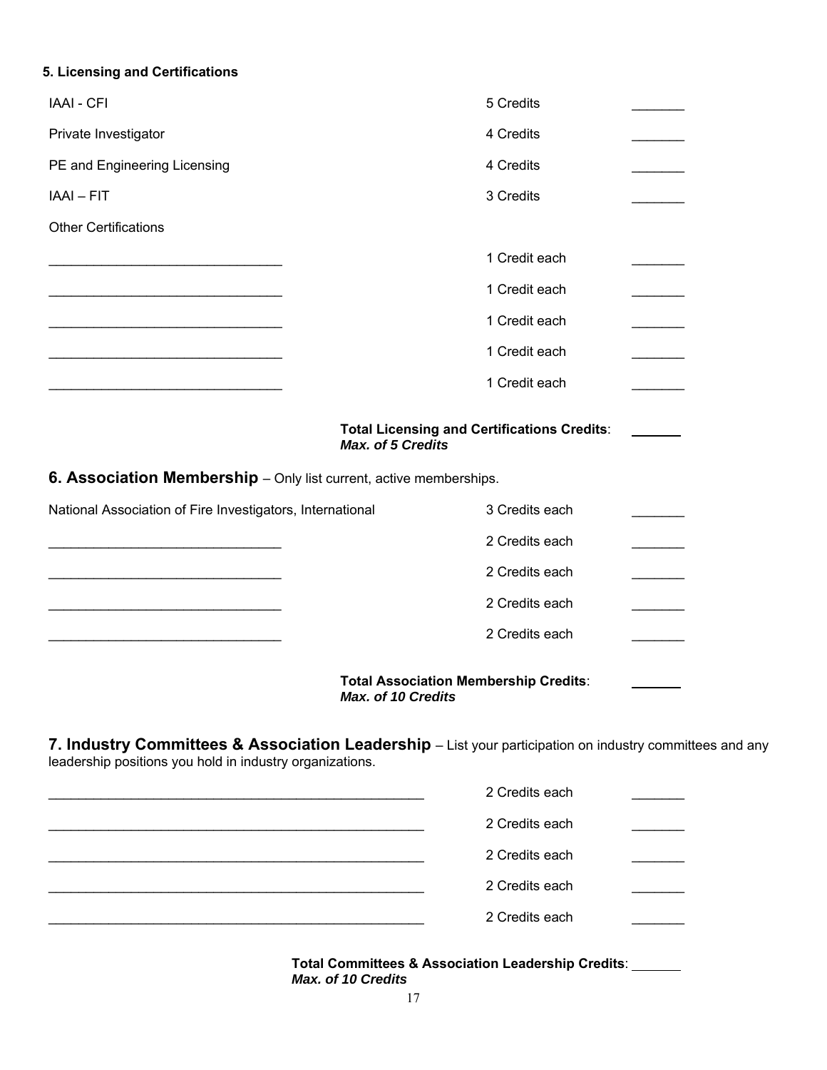### 5. Licensing and Certifications

| | | |
|---|---|---|
| IAAI - CFI | 5 Credits | _______ |
| Private Investigator | 4 Credits | _______ |
| PE and Engineering Licensing | 4 Credits | _______ |
| IAAI – FIT | 3 Credits | _______ |
| Other Certifications | | |
| _______________________________ | 1 Credit each | _______ |
| _______________________________ | 1 Credit each | _______ |
| _______________________________ | 1 Credit each | _______ |
| _______________________________ | 1 Credit each | _______ |
| _______________________________ | 1 Credit each | _______ |

**Total Licensing and Certifications Credits**: _______
***Max. of 5 Credits***

## 6. Association Membership – Only list current, active memberships.

| | | |
|---|---|---|
| National Association of Fire Investigators, International | 3 Credits each | _______ |
| _______________________________ | 2 Credits each | _______ |
| _______________________________ | 2 Credits each | _______ |
| _______________________________ | 2 Credits each | _______ |
| _______________________________ | 2 Credits each | _______ |

**Total Association Membership Credits**: _______
***Max. of 10 Credits***

## 7. Industry Committees & Association Leadership – List your participation on industry committees and any leadership positions you hold in industry organizations.

| | | |
|---|---|---|
| __________________________________________________ | 2 Credits each | _______ |
| __________________________________________________ | 2 Credits each | _______ |
| __________________________________________________ | 2 Credits each | _______ |
| __________________________________________________ | 2 Credits each | _______ |
| __________________________________________________ | 2 Credits each | _______ |

**Total Committees & Association Leadership Credits**: _______
***Max. of 10 Credits***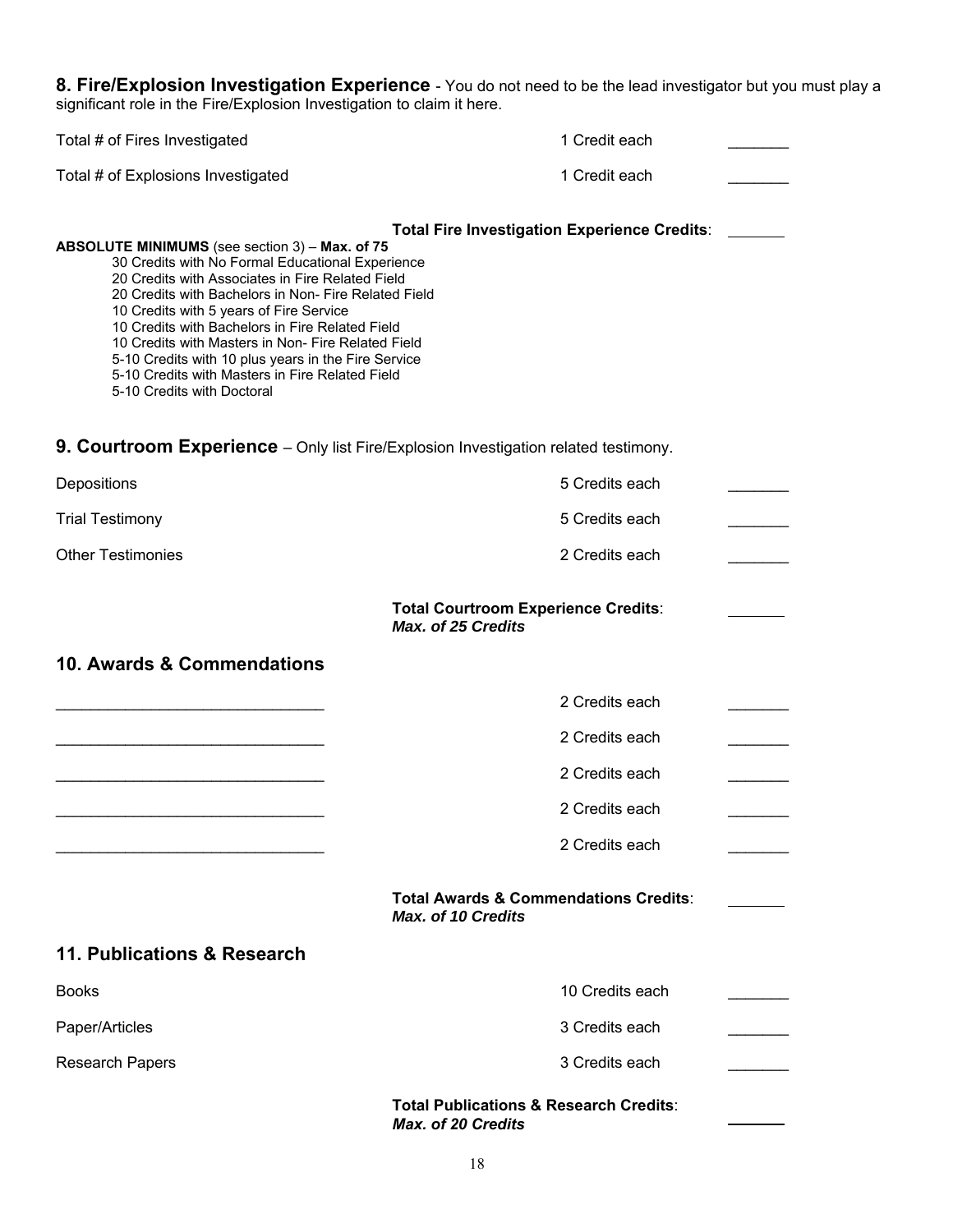**8. Fire/Explosion Investigation Experience** - You do not need to be the lead investigator but you must play a significant role in the Fire/Explosion Investigation to claim it here.

| | | |
|---|---|---|
| Total # of Fires Investigated | 1 Credit each | _______ |
| Total # of Explosions Investigated | 1 Credit each | _______ |

**Total Fire Investigation Experience Credits**: _______

**ABSOLUTE MINIMUMS** (see section 3) – **Max. of 75**

- 30 Credits with No Formal Educational Experience
- 20 Credits with Associates in Fire Related Field
- 20 Credits with Bachelors in Non- Fire Related Field
- 10 Credits with 5 years of Fire Service
- 10 Credits with Bachelors in Fire Related Field
- 10 Credits with Masters in Non- Fire Related Field
- 5-10 Credits with 10 plus years in the Fire Service
- 5-10 Credits with Masters in Fire Related Field
- 5-10 Credits with Doctoral

## 9. Courtroom Experience – Only list Fire/Explosion Investigation related testimony.

| | | |
|---|---|---|
| Depositions | 5 Credits each | _______ |
| Trial Testimony | 5 Credits each | _______ |
| Other Testimonies | 2 Credits each | _______ |

**Total Courtroom Experience Credits**: _______
***Max. of 25 Credits***

## 10. Awards & Commendations

| | | |
|---|---|---|
| _______________________________ | 2 Credits each | _______ |
| _______________________________ | 2 Credits each | _______ |
| _______________________________ | 2 Credits each | _______ |
| _______________________________ | 2 Credits each | _______ |
| _______________________________ | 2 Credits each | _______ |

**Total Awards & Commendations Credits**: _______
***Max. of 10 Credits***

## 11. Publications & Research

| | | |
|---|---|---|
| Books | 10 Credits each | _______ |
| Paper/Articles | 3 Credits each | _______ |
| Research Papers | 3 Credits each | _______ |

**Total Publications & Research Credits**: _______
***Max. of 20 Credits***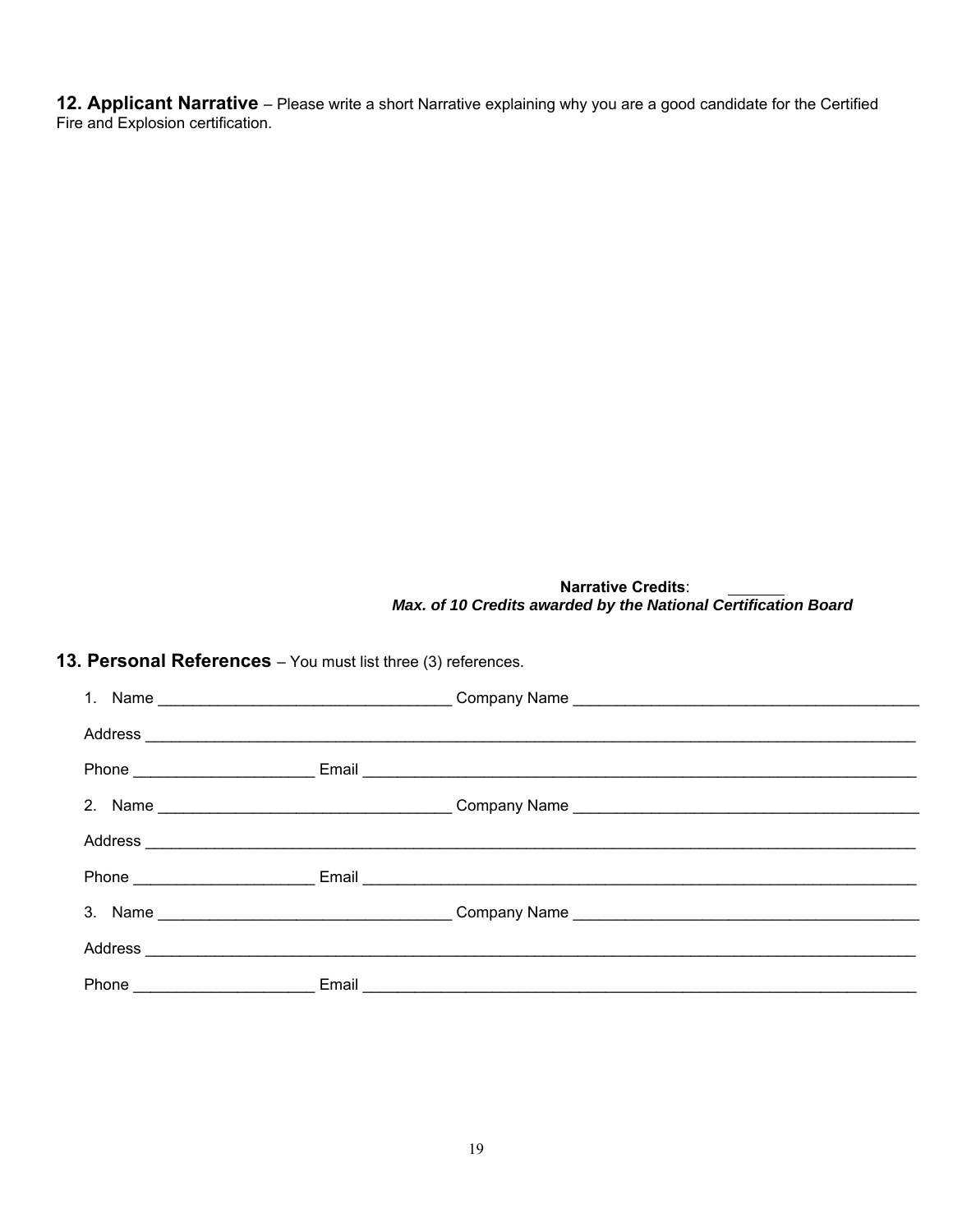**12. Applicant Narrative** – Please write a short Narrative explaining why you are a good candidate for the Certified Fire and Explosion certification.

**Narrative Credits**: ______
***Max. of 10 Credits awarded by the National Certification Board***

**13. Personal References** – You must list three (3) references.

1. Name ________________________________ Company Name ____________________________________

Address ______________________________________________________________________________

Phone ____________________ Email ____________________________________________________________

2. Name ________________________________ Company Name ____________________________________

Address ______________________________________________________________________________

Phone ____________________ Email ____________________________________________________________

3. Name ________________________________ Company Name ____________________________________

Address ______________________________________________________________________________

Phone ____________________ Email ____________________________________________________________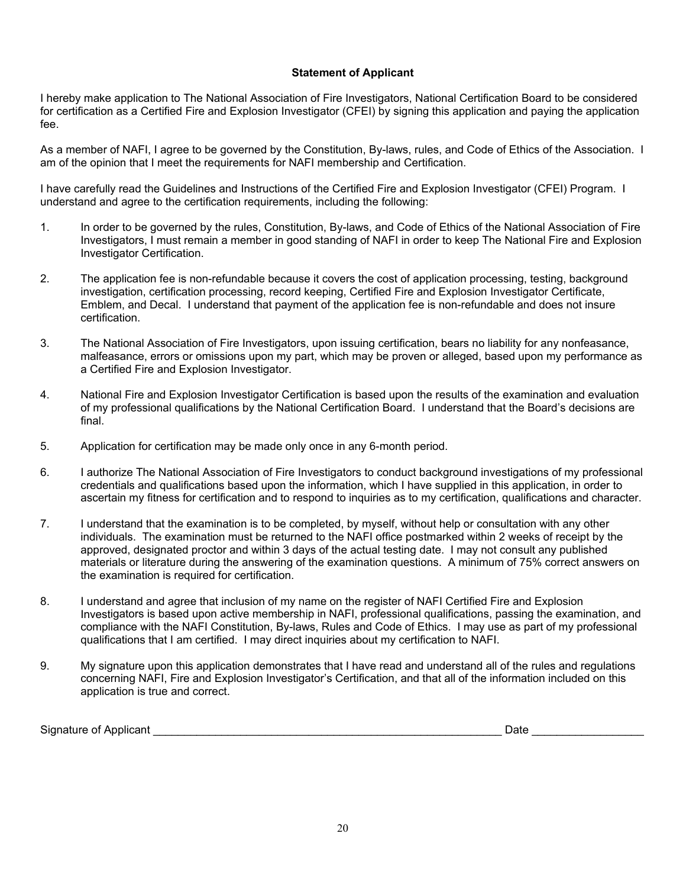### Statement of Applicant

I hereby make application to The National Association of Fire Investigators, National Certification Board to be considered for certification as a Certified Fire and Explosion Investigator (CFEI) by signing this application and paying the application fee.

As a member of NAFI, I agree to be governed by the Constitution, By-laws, rules, and Code of Ethics of the Association. I am of the opinion that I meet the requirements for NAFI membership and Certification.

I have carefully read the Guidelines and Instructions of the Certified Fire and Explosion Investigator (CFEI) Program. I understand and agree to the certification requirements, including the following:

1. In order to be governed by the rules, Constitution, By-laws, and Code of Ethics of the National Association of Fire Investigators, I must remain a member in good standing of NAFI in order to keep The National Fire and Explosion Investigator Certification.

2. The application fee is non-refundable because it covers the cost of application processing, testing, background investigation, certification processing, record keeping, Certified Fire and Explosion Investigator Certificate, Emblem, and Decal. I understand that payment of the application fee is non-refundable and does not insure certification.

3. The National Association of Fire Investigators, upon issuing certification, bears no liability for any nonfeasance, malfeasance, errors or omissions upon my part, which may be proven or alleged, based upon my performance as a Certified Fire and Explosion Investigator.

4. National Fire and Explosion Investigator Certification is based upon the results of the examination and evaluation of my professional qualifications by the National Certification Board. I understand that the Board's decisions are final.

5. Application for certification may be made only once in any 6-month period.

6. I authorize The National Association of Fire Investigators to conduct background investigations of my professional credentials and qualifications based upon the information, which I have supplied in this application, in order to ascertain my fitness for certification and to respond to inquiries as to my certification, qualifications and character.

7. I understand that the examination is to be completed, by myself, without help or consultation with any other individuals. The examination must be returned to the NAFI office postmarked within 2 weeks of receipt by the approved, designated proctor and within 3 days of the actual testing date. I may not consult any published materials or literature during the answering of the examination questions. A minimum of 75% correct answers on the examination is required for certification.

8. I understand and agree that inclusion of my name on the register of NAFI Certified Fire and Explosion Investigators is based upon active membership in NAFI, professional qualifications, passing the examination, and compliance with the NAFI Constitution, By-laws, Rules and Code of Ethics. I may use as part of my professional qualifications that I am certified. I may direct inquiries about my certification to NAFI.

9. My signature upon this application demonstrates that I have read and understand all of the rules and regulations concerning NAFI, Fire and Explosion Investigator's Certification, and that all of the information included on this application is true and correct.

Signature of Applicant ________________________________________________________ Date _________________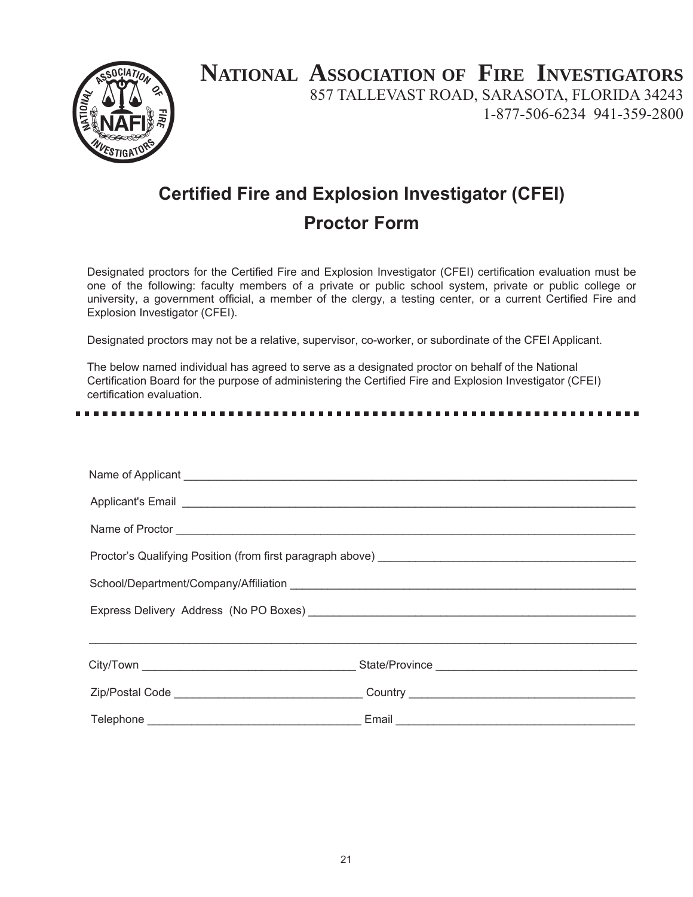# NATIONAL ASSOCIATION OF FIRE INVESTIGATORS

857 TALLEVAST ROAD, SARASOTA, FLORIDA 34243
1-877-506-6234 941-359-2800

## Certified Fire and Explosion Investigator (CFEI)

## Proctor Form

Designated proctors for the Certified Fire and Explosion Investigator (CFEI) certification evaluation must be one of the following: faculty members of a private or public school system, private or public college or university, a government official, a member of the clergy, a testing center, or a current Certified Fire and Explosion Investigator (CFEI).

Designated proctors may not be a relative, supervisor, co-worker, or subordinate of the CFEI Applicant.

The below named individual has agreed to serve as a designated proctor on behalf of the National Certification Board for the purpose of administering the Certified Fire and Explosion Investigator (CFEI) certification evaluation.

---

Name of Applicant ____________________________________________

Applicant's Email ____________________________________________

Name of Proctor ____________________________________________

Proctor's Qualifying Position (from first paragraph above) ______________________

School/Department/Company/Affiliation ______________________________

Express Delivery Address (No PO Boxes) ______________________________

____________________________________________________________

City/Town ______________________ State/Province ______________________

Zip/Postal Code ______________________ Country ______________________

Telephone ______________________ Email ______________________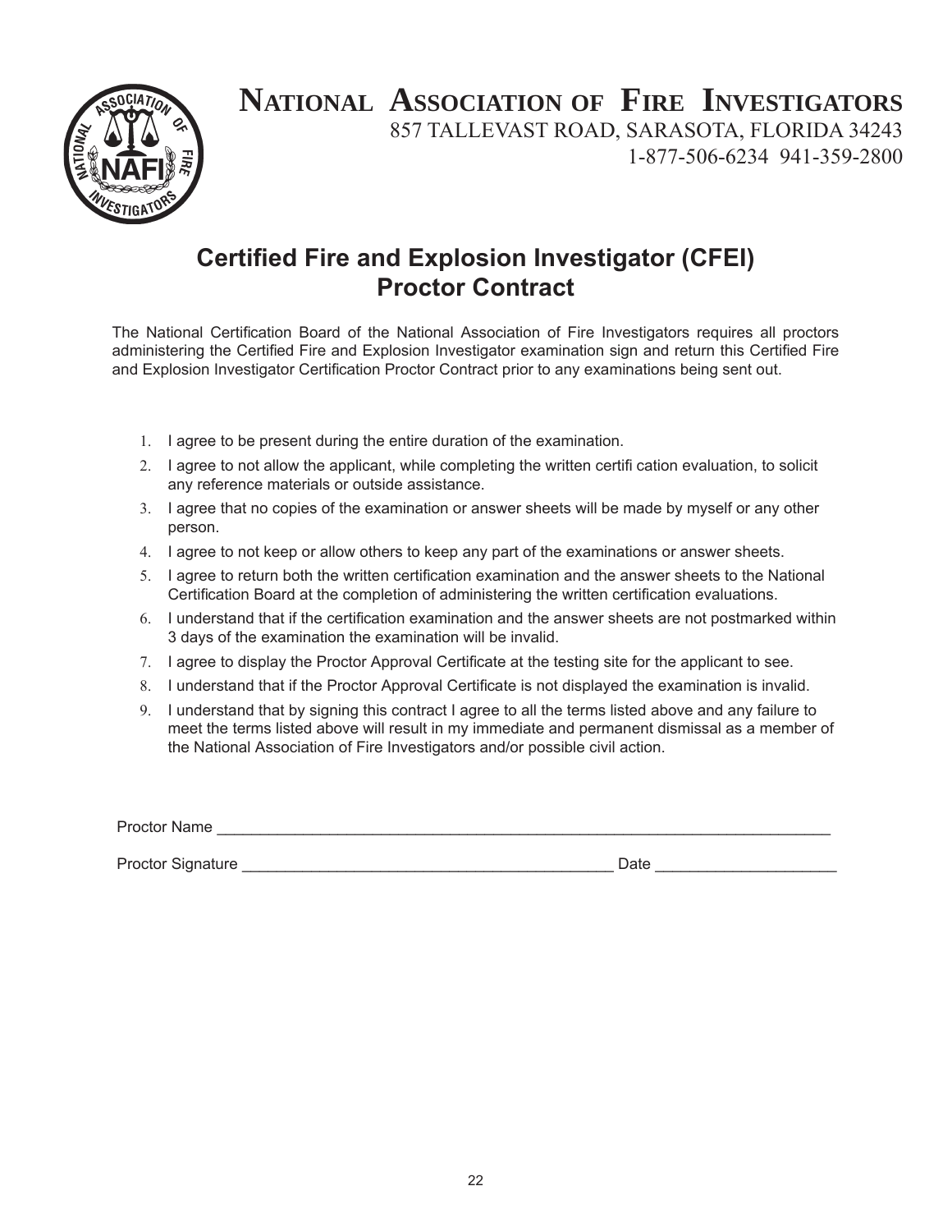# National Association of Fire Investigators

857 TALLEVAST ROAD, SARASOTA, FLORIDA 34243

1-877-506-6234  941-359-2800

## Certified Fire and Explosion Investigator (CFEI) Proctor Contract

The National Certification Board of the National Association of Fire Investigators requires all proctors administering the Certified Fire and Explosion Investigator examination sign and return this Certified Fire and Explosion Investigator Certification Proctor Contract prior to any examinations being sent out.

1. I agree to be present during the entire duration of the examination.
2. I agree to not allow the applicant, while completing the written certifi cation evaluation, to solicit any reference materials or outside assistance.
3. I agree that no copies of the examination or answer sheets will be made by myself or any other person.
4. I agree to not keep or allow others to keep any part of the examinations or answer sheets.
5. I agree to return both the written certification examination and the answer sheets to the National Certification Board at the completion of administering the written certification evaluations.
6. I understand that if the certification examination and the answer sheets are not postmarked within 3 days of the examination the examination will be invalid.
7. I agree to display the Proctor Approval Certificate at the testing site for the applicant to see.
8. I understand that if the Proctor Approval Certificate is not displayed the examination is invalid.
9. I understand that by signing this contract I agree to all the terms listed above and any failure to meet the terms listed above will result in my immediate and permanent dismissal as a member of the National Association of Fire Investigators and/or possible civil action.

Proctor Name ___________________________________________________________________________

Proctor Signature ___________________________________________ Date ____________________